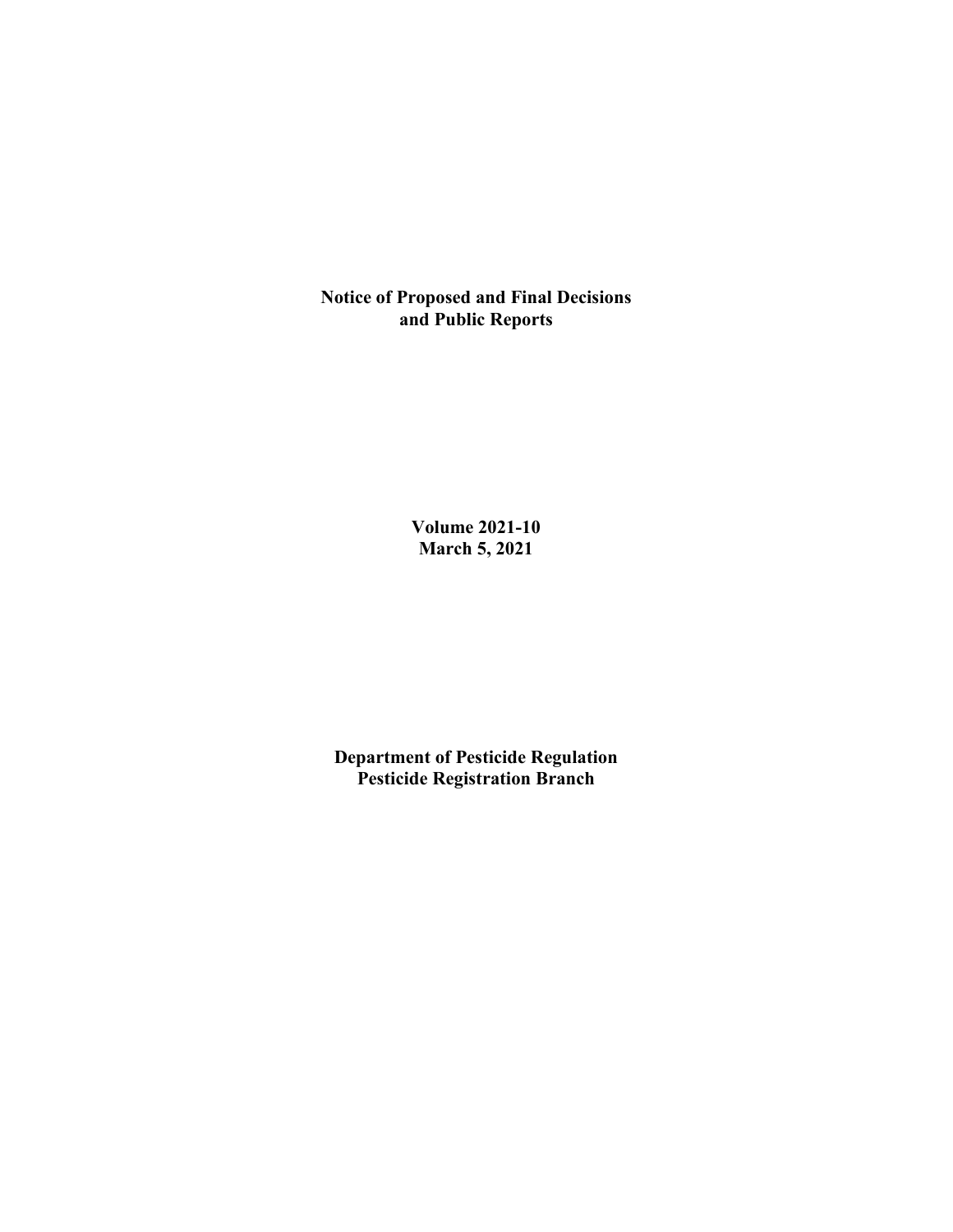# Notice of Proposed and Final Decisions and Public Reports

**Volume 2021-10**
**March 5, 2021**

**Department of Pesticide Regulation**
**Pesticide Registration Branch**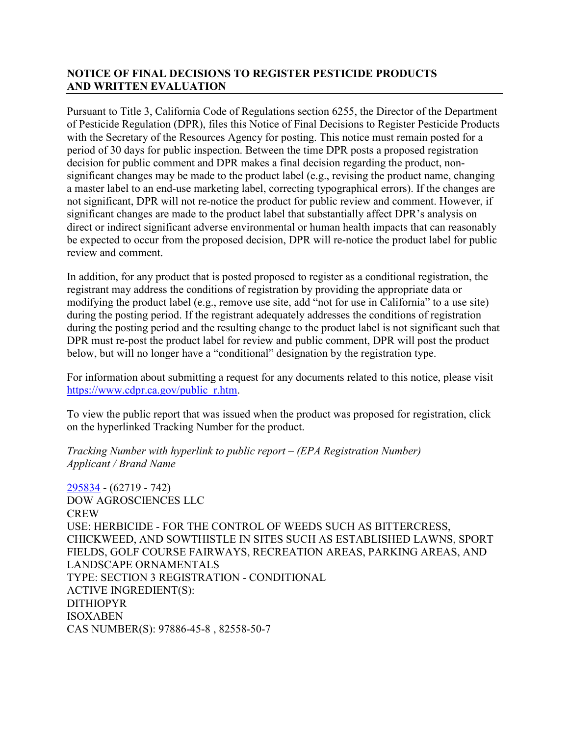## NOTICE OF FINAL DECISIONS TO REGISTER PESTICIDE PRODUCTS AND WRITTEN EVALUATION

Pursuant to Title 3, California Code of Regulations section 6255, the Director of the Department of Pesticide Regulation (DPR), files this Notice of Final Decisions to Register Pesticide Products with the Secretary of the Resources Agency for posting. This notice must remain posted for a period of 30 days for public inspection. Between the time DPR posts a proposed registration decision for public comment and DPR makes a final decision regarding the product, non-significant changes may be made to the product label (e.g., revising the product name, changing a master label to an end-use marketing label, correcting typographical errors). If the changes are not significant, DPR will not re-notice the product for public review and comment. However, if significant changes are made to the product label that substantially affect DPR's analysis on direct or indirect significant adverse environmental or human health impacts that can reasonably be expected to occur from the proposed decision, DPR will re-notice the product label for public review and comment.

In addition, for any product that is posted proposed to register as a conditional registration, the registrant may address the conditions of registration by providing the appropriate data or modifying the product label (e.g., remove use site, add "not for use in California" to a use site) during the posting period. If the registrant adequately addresses the conditions of registration during the posting period and the resulting change to the product label is not significant such that DPR must re-post the product label for review and public comment, DPR will post the product below, but will no longer have a "conditional" designation by the registration type.

For information about submitting a request for any documents related to this notice, please visit https://www.cdpr.ca.gov/public_r.htm.

To view the public report that was issued when the product was proposed for registration, click on the hyperlinked Tracking Number for the product.

*Tracking Number with hyperlink to public report – (EPA Registration Number)*
*Applicant / Brand Name*

295834 - (62719 - 742)
DOW AGROSCIENCES LLC
CREW
USE: HERBICIDE - FOR THE CONTROL OF WEEDS SUCH AS BITTERCRESS, CHICKWEED, AND SOWTHISTLE IN SITES SUCH AS ESTABLISHED LAWNS, SPORT FIELDS, GOLF COURSE FAIRWAYS, RECREATION AREAS, PARKING AREAS, AND LANDSCAPE ORNAMENTALS
TYPE: SECTION 3 REGISTRATION - CONDITIONAL
ACTIVE INGREDIENT(S):
DITHIOPYR
ISOXABEN
CAS NUMBER(S): 97886-45-8 , 82558-50-7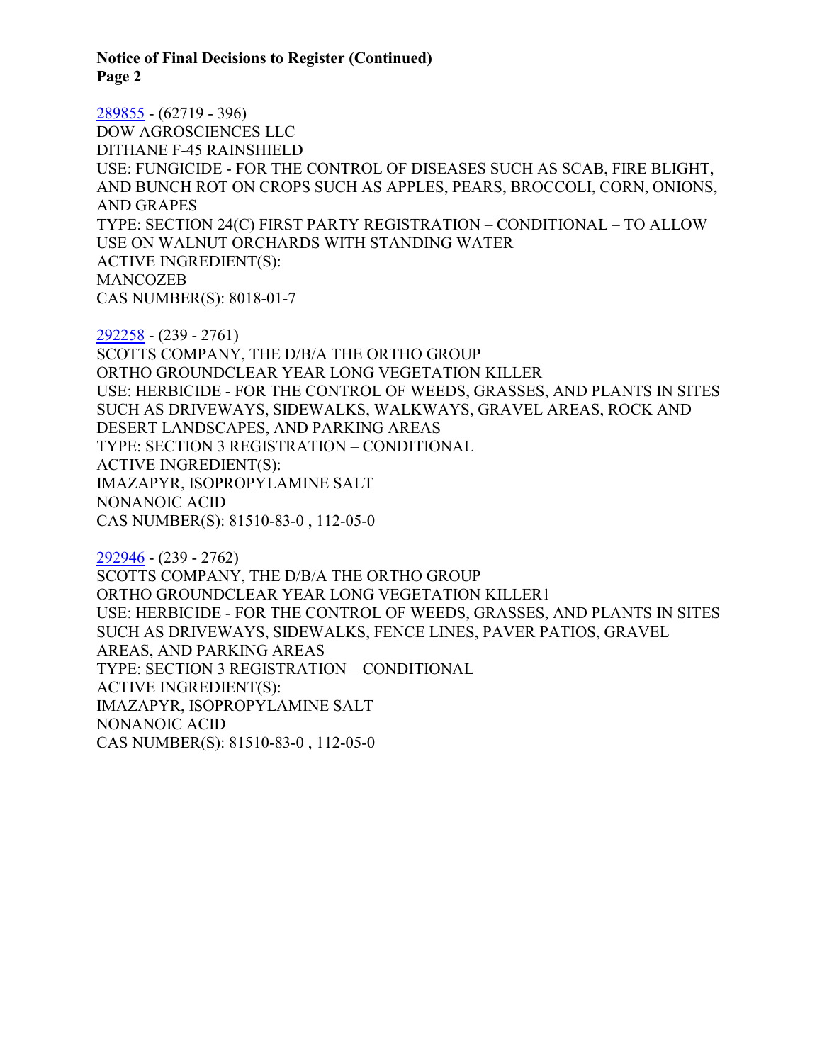**Notice of Final Decisions to Register (Continued)**
**Page 2**

289855 - (62719 - 396)
DOW AGROSCIENCES LLC
DITHANE F-45 RAINSHIELD
USE: FUNGICIDE - FOR THE CONTROL OF DISEASES SUCH AS SCAB, FIRE BLIGHT, AND BUNCH ROT ON CROPS SUCH AS APPLES, PEARS, BROCCOLI, CORN, ONIONS, AND GRAPES
TYPE: SECTION 24(C) FIRST PARTY REGISTRATION – CONDITIONAL – TO ALLOW USE ON WALNUT ORCHARDS WITH STANDING WATER
ACTIVE INGREDIENT(S):
MANCOZEB
CAS NUMBER(S): 8018-01-7

292258 - (239 - 2761)
SCOTTS COMPANY, THE D/B/A THE ORTHO GROUP
ORTHO GROUNDCLEAR YEAR LONG VEGETATION KILLER
USE: HERBICIDE - FOR THE CONTROL OF WEEDS, GRASSES, AND PLANTS IN SITES SUCH AS DRIVEWAYS, SIDEWALKS, WALKWAYS, GRAVEL AREAS, ROCK AND DESERT LANDSCAPES, AND PARKING AREAS
TYPE: SECTION 3 REGISTRATION – CONDITIONAL
ACTIVE INGREDIENT(S):
IMAZAPYR, ISOPROPYLAMINE SALT
NONANOIC ACID
CAS NUMBER(S): 81510-83-0 , 112-05-0

292946 - (239 - 2762)
SCOTTS COMPANY, THE D/B/A THE ORTHO GROUP
ORTHO GROUNDCLEAR YEAR LONG VEGETATION KILLER1
USE: HERBICIDE - FOR THE CONTROL OF WEEDS, GRASSES, AND PLANTS IN SITES SUCH AS DRIVEWAYS, SIDEWALKS, FENCE LINES, PAVER PATIOS, GRAVEL AREAS, AND PARKING AREAS
TYPE: SECTION 3 REGISTRATION – CONDITIONAL
ACTIVE INGREDIENT(S):
IMAZAPYR, ISOPROPYLAMINE SALT
NONANOIC ACID
CAS NUMBER(S): 81510-83-0 , 112-05-0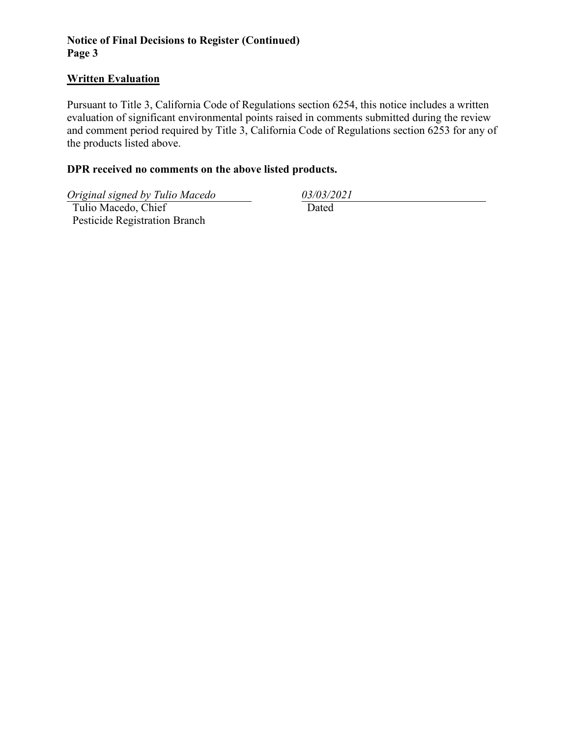**Notice of Final Decisions to Register (Continued)**
**Page 3**

## Written Evaluation

Pursuant to Title 3, California Code of Regulations section 6254, this notice includes a written evaluation of significant environmental points raised in comments submitted during the review and comment period required by Title 3, California Code of Regulations section 6253 for any of the products listed above.

**DPR received no comments on the above listed products.**

*Original signed by Tulio Macedo*
Tulio Macedo, Chief
Pesticide Registration Branch

*03/03/2021*
Dated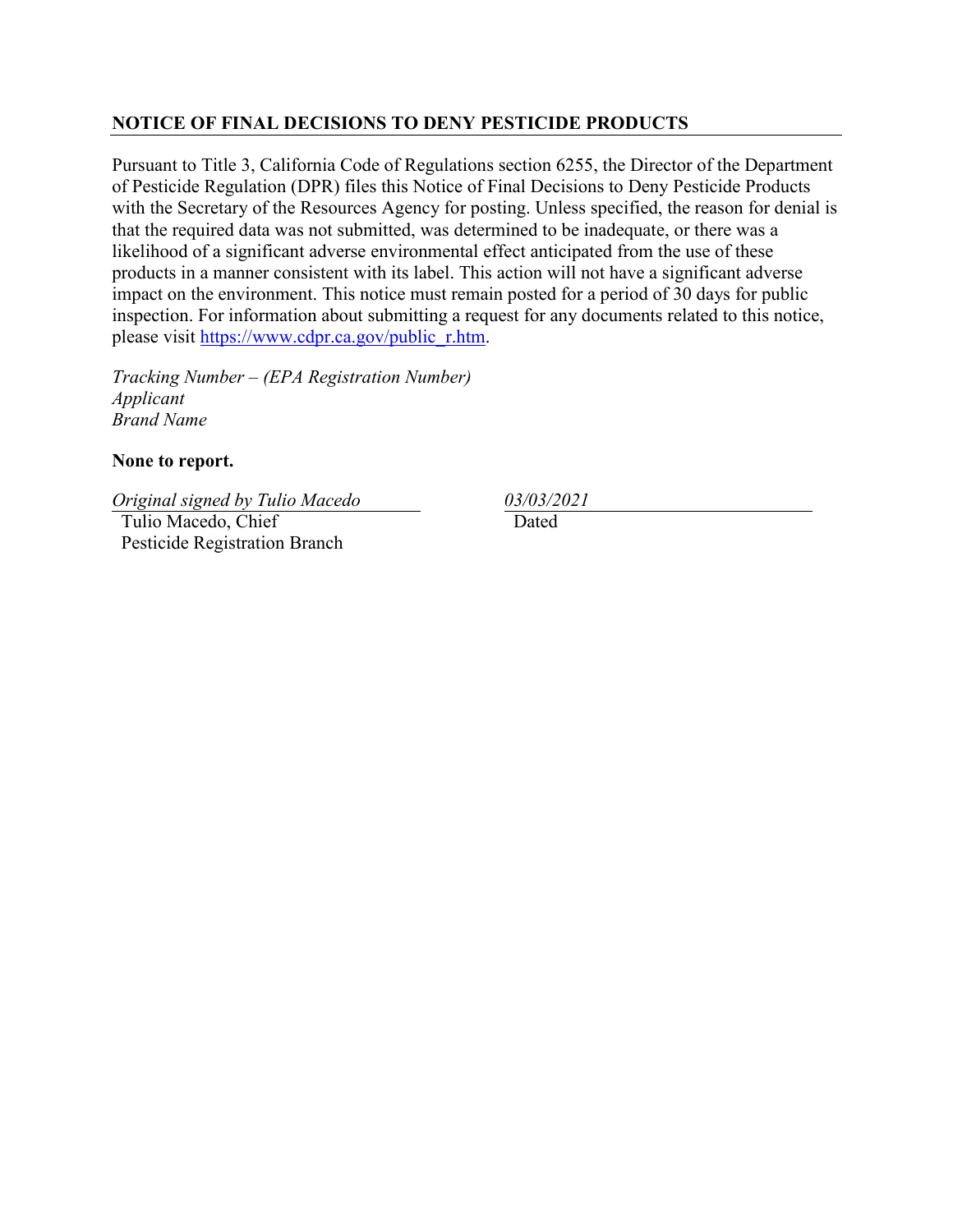## NOTICE OF FINAL DECISIONS TO DENY PESTICIDE PRODUCTS

Pursuant to Title 3, California Code of Regulations section 6255, the Director of the Department of Pesticide Regulation (DPR) files this Notice of Final Decisions to Deny Pesticide Products with the Secretary of the Resources Agency for posting. Unless specified, the reason for denial is that the required data was not submitted, was determined to be inadequate, or there was a likelihood of a significant adverse environmental effect anticipated from the use of these products in a manner consistent with its label. This action will not have a significant adverse impact on the environment. This notice must remain posted for a period of 30 days for public inspection. For information about submitting a request for any documents related to this notice, please visit [https://www.cdpr.ca.gov/public_r.htm](https://www.cdpr.ca.gov/public_r.htm).

*Tracking Number – (EPA Registration Number)*
*Applicant*
*Brand Name*

**None to report.**

*Original signed by Tulio Macedo*
Tulio Macedo, Chief
Pesticide Registration Branch

*03/03/2021*
Dated